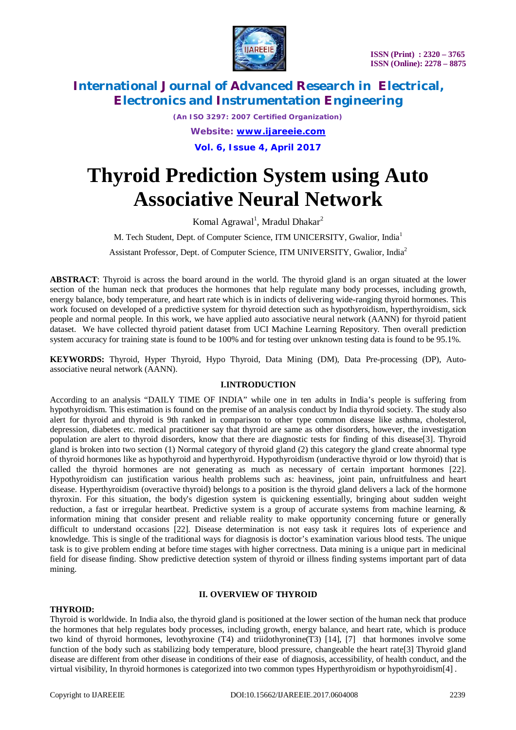# Thyroid Prediction System using Auto Associative Neural Network

Komal Agrawal[1], Mradul Dhakar[2]

M. Tech Student, Dept. of Computer Science, ITM UNICERSITY, Gwalior, India[1]

Assistant Professor, Dept. of Computer Science, ITM UNIVERSITY, Gwalior, India[2]

**ABSTRACT**: Thyroid is across the board around in the world. The thyroid gland is an organ situated at the lower section of the human neck that produces the hormones that help regulate many body processes, including growth, energy balance, body temperature, and heart rate which is in indicts of delivering wide-ranging thyroid hormones. This work focused on developed of a predictive system for thyroid detection such as hypothyroidism, hyperthyroidism, sick people and normal people. In this work, we have applied auto associative neural network (AANN) for thyroid patient dataset. We have collected thyroid patient dataset from UCI Machine Learning Repository. Then overall prediction system accuracy for training state is found to be 100% and for testing over unknown testing data is found to be 95.1%.

**KEYWORDS:** Thyroid, Hyper Thyroid, Hypo Thyroid, Data Mining (DM), Data Pre-processing (DP), Auto-associative neural network (AANN).

## I.INTRODUCTION

According to an analysis "DAILY TIME OF INDIA" while one in ten adults in India's people is suffering from hypothyroidism. This estimation is found on the premise of an analysis conduct by India thyroid society. The study also alert for thyroid and thyroid is 9th ranked in comparison to other type common disease like asthma, cholesterol, depression, diabetes etc. medical practitioner say that thyroid are same as other disorders, however, the investigation population are alert to thyroid disorders, know that there are diagnostic tests for finding of this disease[3]. Thyroid gland is broken into two section (1) Normal category of thyroid gland (2) this category the gland create abnormal type of thyroid hormones like as hypothyroid and hyperthyroid. Hypothyroidism (underactive thyroid or low thyroid) that is called the thyroid hormones are not generating as much as necessary of certain important hormones [22]. Hypothyroidism can justification various health problems such as: heaviness, joint pain, unfruitfulness and heart disease. Hyperthyroidism (overactive thyroid) belongs to a position is the thyroid gland delivers a lack of the hormone thyroxin. For this situation, the body's digestion system is quickening essentially, bringing about sudden weight reduction, a fast or irregular heartbeat. Predictive system is a group of accurate systems from machine learning, & information mining that consider present and reliable reality to make opportunity concerning future or generally difficult to understand occasions [22]. Disease determination is not easy task it requires lots of experience and knowledge. This is single of the traditional ways for diagnosis is doctor's examination various blood tests. The unique task is to give problem ending at before time stages with higher correctness. Data mining is a unique part in medicinal field for disease finding. Show predictive detection system of thyroid or illness finding systems important part of data mining.

## II. OVERVIEW OF THYROID

**THYROID:**

Thyroid is worldwide. In India also, the thyroid gland is positioned at the lower section of the human neck that produce the hormones that help regulates body processes, including growth, energy balance, and heart rate, which is produce two kind of thyroid hormones, levothyroxine (T4) and triidothyronine(T3) [14], [7] that hormones involve some function of the body such as stabilizing body temperature, blood pressure, changeable the heart rate[3] Thyroid gland disease are different from other disease in conditions of their ease of diagnosis, accessibility, of health conduct, and the virtual visibility, In thyroid hormones is categorized into two common types Hyperthyroidism or hypothyroidism[4] .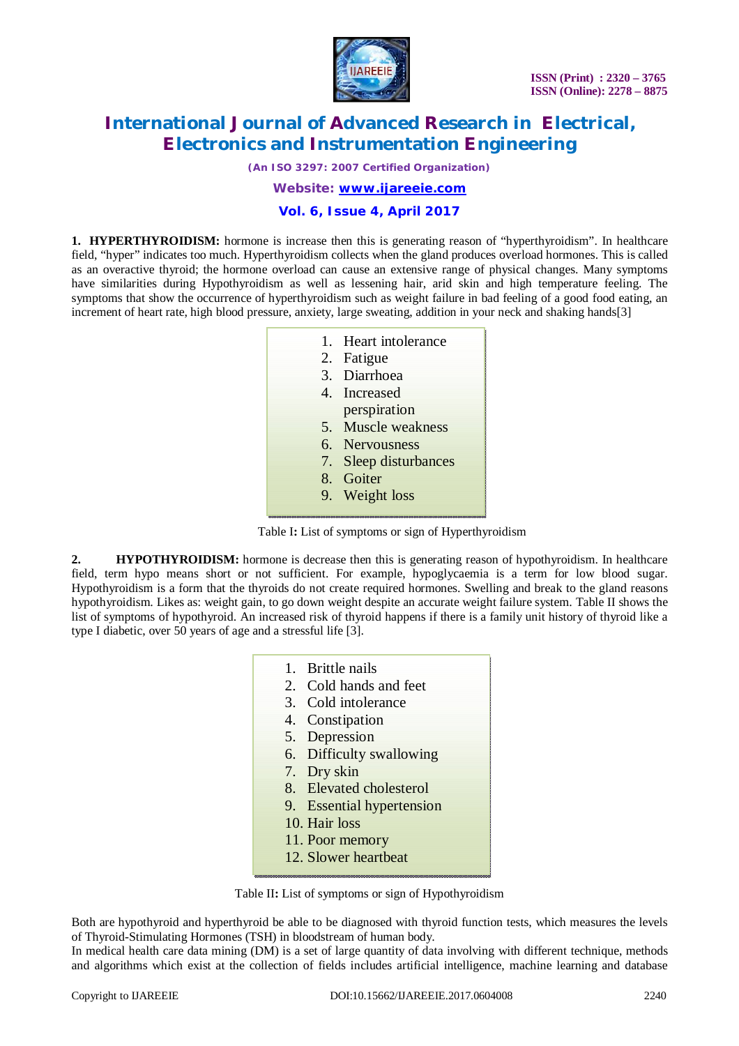**1. HYPERTHYROIDISM:** hormone is increase then this is generating reason of "hyperthyroidism". In healthcare field, "hyper" indicates too much. Hyperthyroidism collects when the gland produces overload hormones. This is called as an overactive thyroid; the hormone overload can cause an extensive range of physical changes. Many symptoms have similarities during Hypothyroidism as well as lessening hair, arid skin and high temperature feeling. The symptoms that show the occurrence of hyperthyroidism such as weight failure in bad feeling of a good food eating, an increment of heart rate, high blood pressure, anxiety, large sweating, addition in your neck and shaking hands[3]

1. Heart intolerance
2. Fatigue
3. Diarrhoea
4. Increased perspiration
5. Muscle weakness
6. Nervousness
7. Sleep disturbances
8. Goiter
9. Weight loss

Table I**:** List of symptoms or sign of Hyperthyroidism

**2. HYPOTHYROIDISM:** hormone is decrease then this is generating reason of hypothyroidism. In healthcare field, term hypo means short or not sufficient. For example, hypoglycaemia is a term for low blood sugar. Hypothyroidism is a form that the thyroids do not create required hormones. Swelling and break to the gland reasons hypothyroidism. Likes as: weight gain, to go down weight despite an accurate weight failure system. Table II shows the list of symptoms of hypothyroid. An increased risk of thyroid happens if there is a family unit history of thyroid like a type I diabetic, over 50 years of age and a stressful life [3].

1. Brittle nails
2. Cold hands and feet
3. Cold intolerance
4. Constipation
5. Depression
6. Difficulty swallowing
7. Dry skin
8. Elevated cholesterol
9. Essential hypertension
10. Hair loss
11. Poor memory
12. Slower heartbeat

Table II**:** List of symptoms or sign of Hypothyroidism

Both are hypothyroid and hyperthyroid be able to be diagnosed with thyroid function tests, which measures the levels of Thyroid-Stimulating Hormones (TSH) in bloodstream of human body.

In medical health care data mining (DM) is a set of large quantity of data involving with different technique, methods and algorithms which exist at the collection of fields includes artificial intelligence, machine learning and database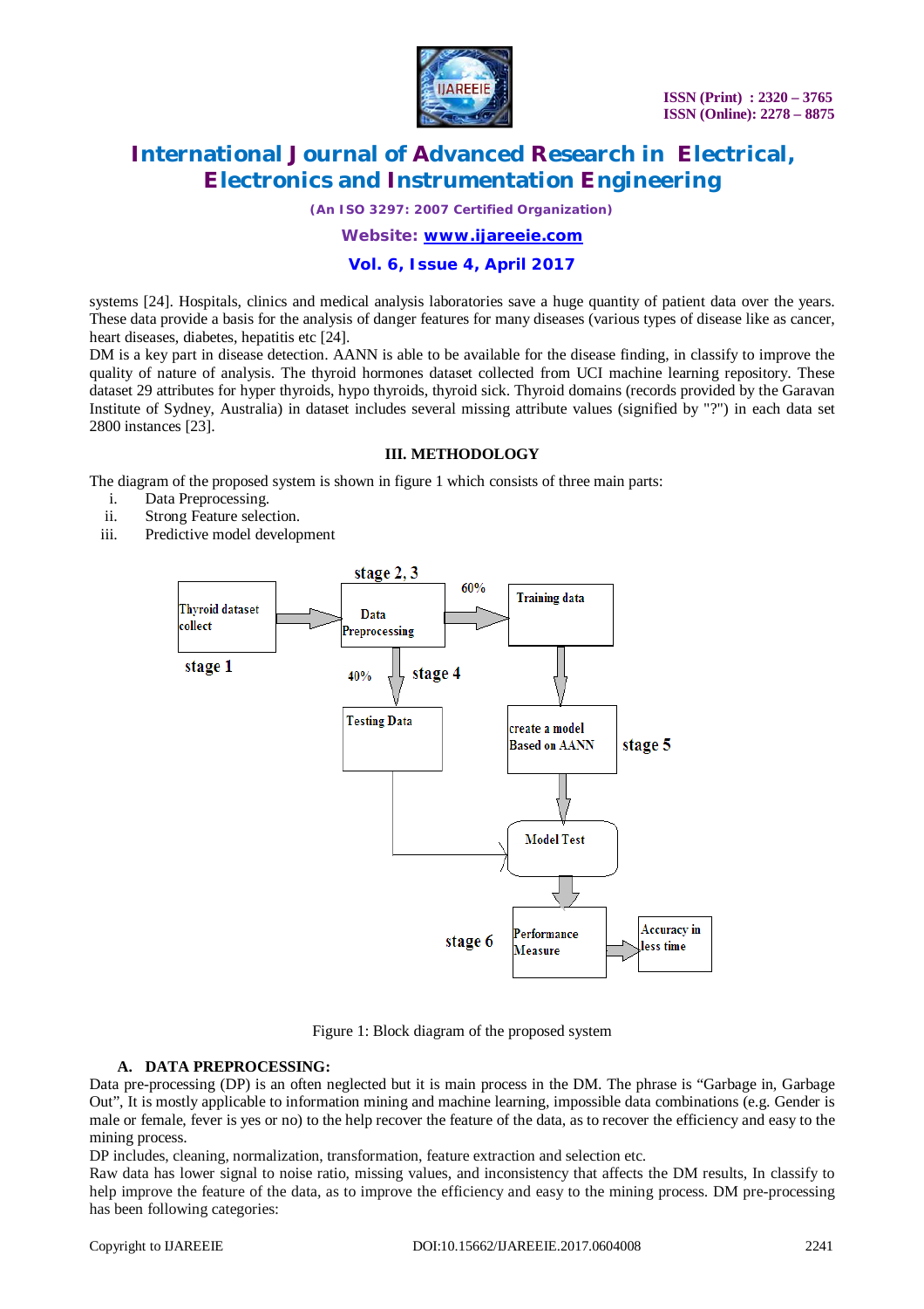systems [24]. Hospitals, clinics and medical analysis laboratories save a huge quantity of patient data over the years. These data provide a basis for the analysis of danger features for many diseases (various types of disease like as cancer, heart diseases, diabetes, hepatitis etc [24].

DM is a key part in disease detection. AANN is able to be available for the disease finding, in classify to improve the quality of nature of analysis. The thyroid hormones dataset collected from UCI machine learning repository. These dataset 29 attributes for hyper thyroids, hypo thyroids, thyroid sick. Thyroid domains (records provided by the Garavan Institute of Sydney, Australia) in dataset includes several missing attribute values (signified by "?") in each data set 2800 instances [23].

## III. METHODOLOGY

The diagram of the proposed system is shown in figure 1 which consists of three main parts:

i. Data Preprocessing.
ii. Strong Feature selection.
iii. Predictive model development

Figure 1: Block diagram of the proposed system

### A. DATA PREPROCESSING:

Data pre-processing (DP) is an often neglected but it is main process in the DM. The phrase is "Garbage in, Garbage Out", It is mostly applicable to information mining and machine learning, impossible data combinations (e.g. Gender is male or female, fever is yes or no) to the help recover the feature of the data, as to recover the efficiency and easy to the mining process.

DP includes, cleaning, normalization, transformation, feature extraction and selection etc.

Raw data has lower signal to noise ratio, missing values, and inconsistency that affects the DM results, In classify to help improve the feature of the data, as to improve the efficiency and easy to the mining process. DM pre-processing has been following categories: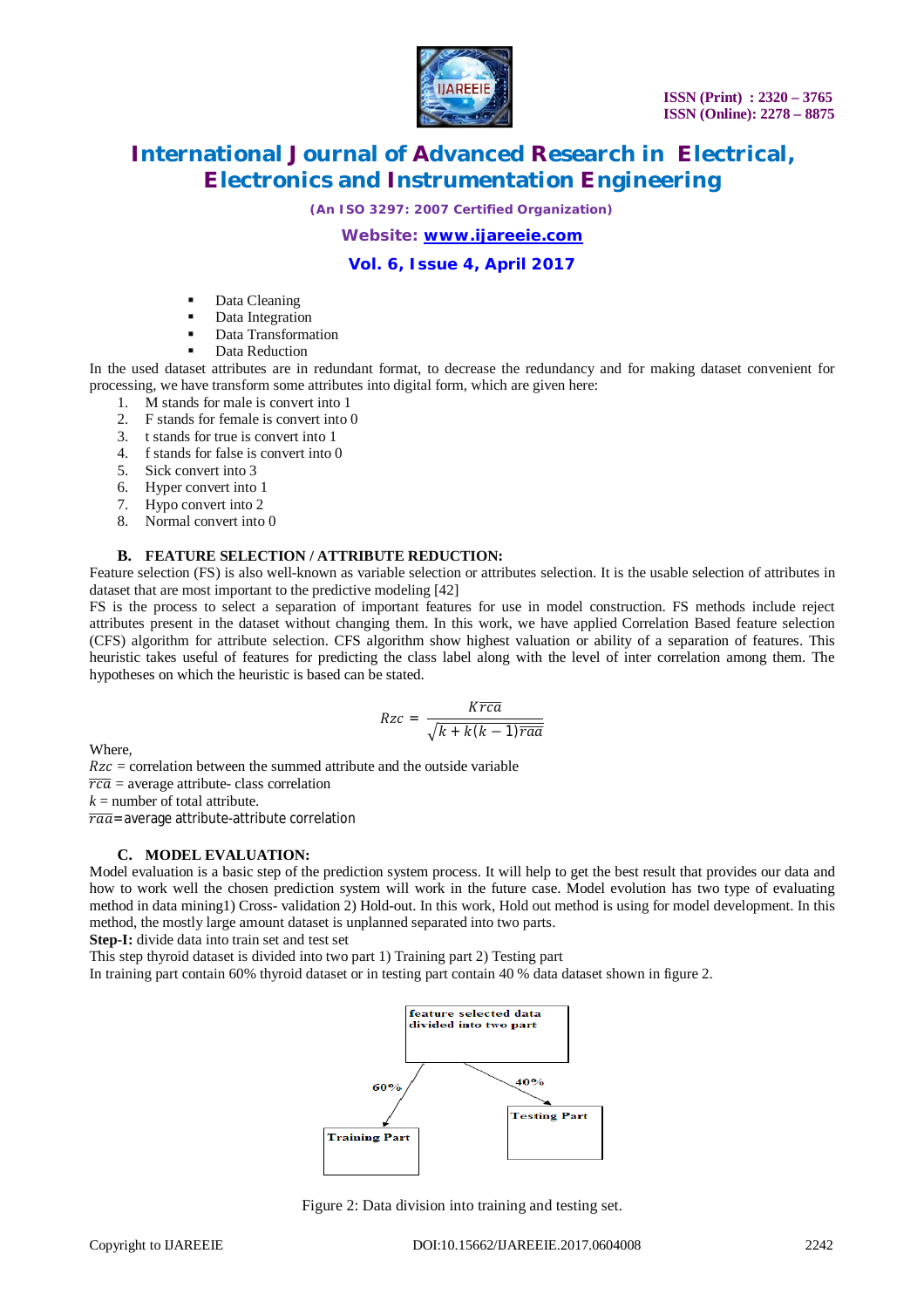- Data Cleaning
- Data Integration
- Data Transformation
- Data Reduction

In the used dataset attributes are in redundant format, to decrease the redundancy and for making dataset convenient for processing, we have transform some attributes into digital form, which are given here:

1. M stands for male is convert into 1
2. F stands for female is convert into 0
3. t stands for true is convert into 1
4. f stands for false is convert into 0
5. Sick convert into 3
6. Hyper convert into 1
7. Hypo convert into 2
8. Normal convert into 0

### B. FEATURE SELECTION / ATTRIBUTE REDUCTION:

Feature selection (FS) is also well-known as variable selection or attributes selection. It is the usable selection of attributes in dataset that are most important to the predictive modeling [42]

FS is the process to select a separation of important features for use in model construction. FS methods include reject attributes present in the dataset without changing them. In this work, we have applied Correlation Based feature selection (CFS) algorithm for attribute selection. CFS algorithm show highest valuation or ability of a separation of features. This heuristic takes useful of features for predicting the class label along with the level of inter correlation among them. The hypotheses on which the heuristic is based can be stated.

$$Rzc = \frac{K\overline{rca}}{\sqrt{k + k(k-1)\overline{raa}}}$$

Where,

$Rzc$ = correlation between the summed attribute and the outside variable

$\overline{rca}$ = average attribute- class correlation

$k$ = number of total attribute.

$\overline{raa}$=average attribute-attribute correlation

### C. MODEL EVALUATION:

Model evaluation is a basic step of the prediction system process. It will help to get the best result that provides our data and how to work well the chosen prediction system will work in the future case. Model evolution has two type of evaluating method in data mining1) Cross- validation 2) Hold-out. In this work, Hold out method is using for model development. In this method, the mostly large amount dataset is unplanned separated into two parts.

**Step-I:** divide data into train set and test set

This step thyroid dataset is divided into two part 1) Training part 2) Testing part

In training part contain 60% thyroid dataset or in testing part contain 40 % data dataset shown in figure 2.

feature selected data divided into two part

60%

Training Part

40%

Testing Part

Figure 2: Data division into training and testing set.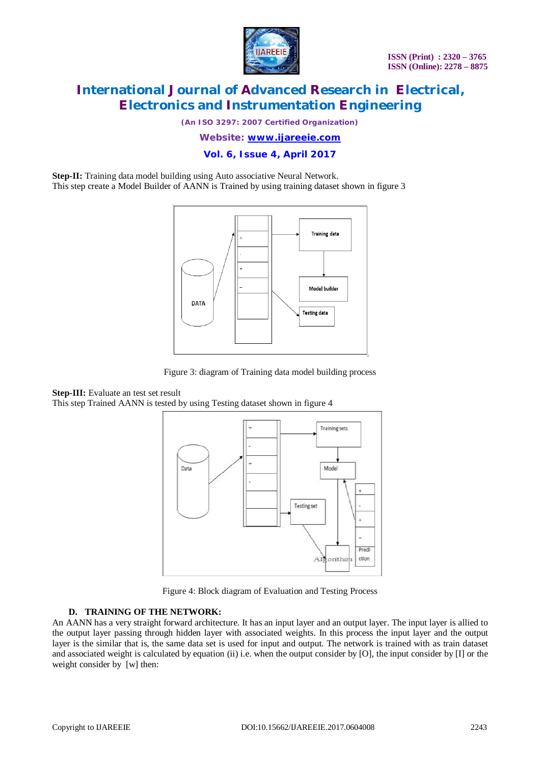**Step-II:** Training data model building using Auto associative Neural Network.
This step create a Model Builder of AANN is Trained by using training dataset shown in figure 3

Figure 3: diagram of Training data model building process

**Step-III:** Evaluate an test set result
This step Trained AANN is tested by using Testing dataset shown in figure 4

Figure 4: Block diagram of Evaluation and Testing Process

### D. TRAINING OF THE NETWORK:

An AANN has a very straight forward architecture. It has an input layer and an output layer. The input layer is allied to the output layer passing through hidden layer with associated weights. In this process the input layer and the output layer is the similar that is, the same data set is used for input and output. The network is trained with as train dataset and associated weight is calculated by equation (ii) i.e. when the output consider by [O], the input consider by [I] or the weight consider by [w] then: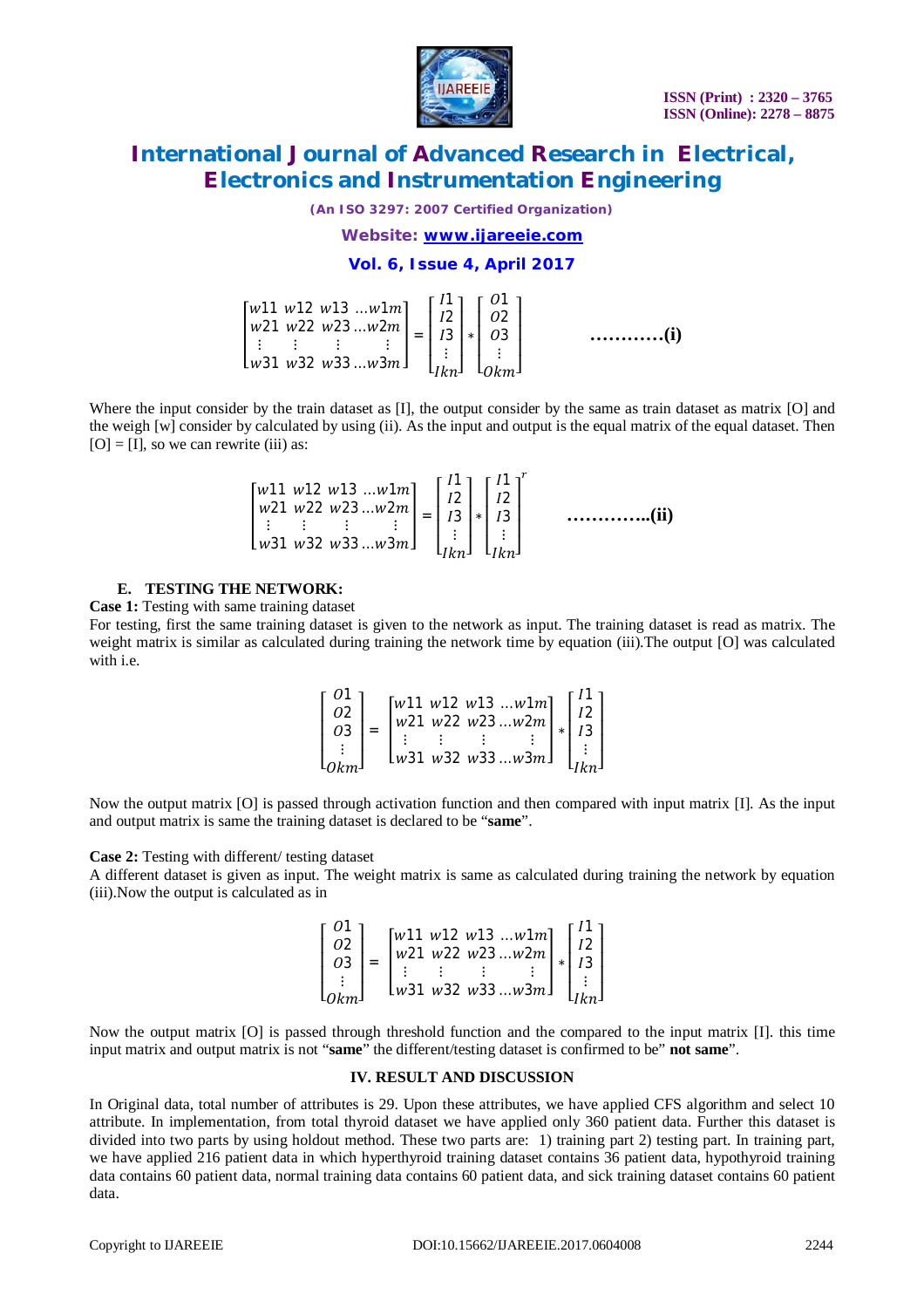$$\begin{bmatrix} w11 & w12 & w13 & \dots w1m \\ w21 & w22 & w23 & \dots w2m \\ \vdots & \vdots & \vdots & \vdots \\ w31 & w32 & w33 & \dots w3m \end{bmatrix} = \begin{bmatrix} I1 \\ I2 \\ I3 \\ \vdots \\ Ikn \end{bmatrix} * \begin{bmatrix} O1 \\ O2 \\ O3 \\ \vdots \\ Okm \end{bmatrix} \qquad \text{............(i)}$$

Where the input consider by the train dataset as [I], the output consider by the same as train dataset as matrix [O] and the weigh [w] consider by calculated by using (ii). As the input and output is the equal matrix of the equal dataset. Then [O] = [I], so we can rewrite (iii) as:

$$\begin{bmatrix} w11 & w12 & w13 & \dots w1m \\ w21 & w22 & w23 & \dots w2m \\ \vdots & \vdots & \vdots & \vdots \\ w31 & w32 & w33 & \dots w3m \end{bmatrix} = \begin{bmatrix} I1 \\ I2 \\ I3 \\ \vdots \\ Ikn \end{bmatrix} * \begin{bmatrix} I1 \\ I2 \\ I3 \\ \vdots \\ Ikn \end{bmatrix}^{r} \qquad \text{.............(ii)}$$

### E. TESTING THE NETWORK:

**Case 1:** Testing with same training dataset

For testing, first the same training dataset is given to the network as input. The training dataset is read as matrix. The weight matrix is similar as calculated during training the network time by equation (iii).The output [O] was calculated with i.e.

$$\begin{bmatrix} O1 \\ O2 \\ O3 \\ \vdots \\ Okm \end{bmatrix} = \begin{bmatrix} w11 & w12 & w13 & \dots w1m \\ w21 & w22 & w23 & \dots w2m \\ \vdots & \vdots & \vdots & \vdots \\ w31 & w32 & w33 & \dots w3m \end{bmatrix} * \begin{bmatrix} I1 \\ I2 \\ I3 \\ \vdots \\ Ikn \end{bmatrix}$$

Now the output matrix [O] is passed through activation function and then compared with input matrix [I]. As the input and output matrix is same the training dataset is declared to be "**same**".

**Case 2:** Testing with different/ testing dataset

A different dataset is given as input. The weight matrix is same as calculated during training the network by equation (iii).Now the output is calculated as in

$$\begin{bmatrix} O1 \\ O2 \\ O3 \\ \vdots \\ Okm \end{bmatrix} = \begin{bmatrix} w11 & w12 & w13 & \dots w1m \\ w21 & w22 & w23 & \dots w2m \\ \vdots & \vdots & \vdots & \vdots \\ w31 & w32 & w33 & \dots w3m \end{bmatrix} * \begin{bmatrix} I1 \\ I2 \\ I3 \\ \vdots \\ Ikn \end{bmatrix}$$

Now the output matrix [O] is passed through threshold function and the compared to the input matrix [I]. this time input matrix and output matrix is not "**same**" the different/testing dataset is confirmed to be" **not same**".

## IV. RESULT AND DISCUSSION

In Original data, total number of attributes is 29. Upon these attributes, we have applied CFS algorithm and select 10 attribute. In implementation, from total thyroid dataset we have applied only 360 patient data. Further this dataset is divided into two parts by using holdout method. These two parts are: 1) training part 2) testing part. In training part, we have applied 216 patient data in which hyperthyroid training dataset contains 36 patient data, hypothyroid training data contains 60 patient data, normal training data contains 60 patient data, and sick training dataset contains 60 patient data.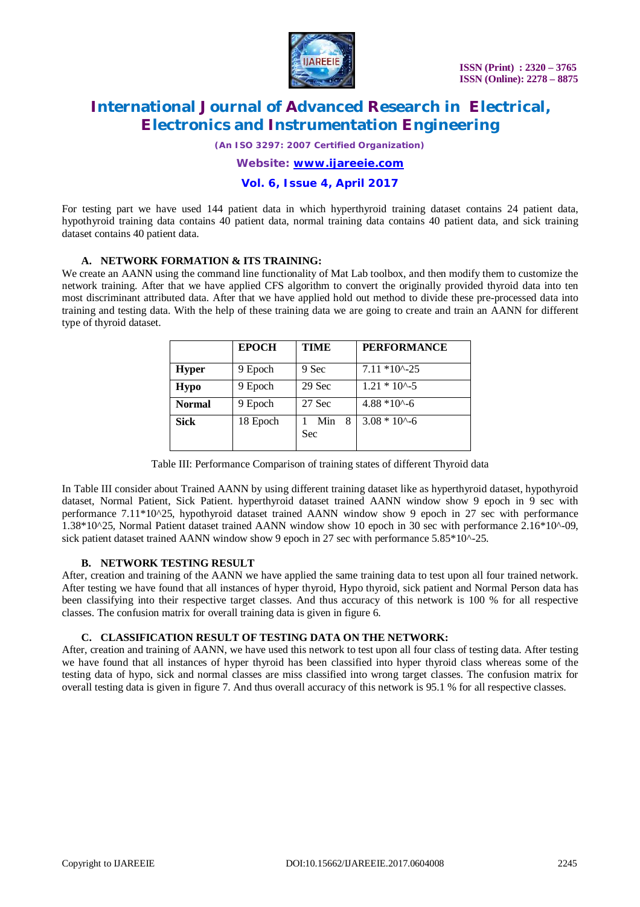For testing part we have used 144 patient data in which hyperthyroid training dataset contains 24 patient data, hypothyroid training data contains 40 patient data, normal training data contains 40 patient data, and sick training dataset contains 40 patient data.

### A. NETWORK FORMATION & ITS TRAINING:

We create an AANN using the command line functionality of Mat Lab toolbox, and then modify them to customize the network training. After that we have applied CFS algorithm to convert the originally provided thyroid data into ten most discriminant attributed data. After that we have applied hold out method to divide these pre-processed data into training and testing data. With the help of these training data we are going to create and train an AANN for different type of thyroid dataset.

| | EPOCH | TIME | PERFORMANCE |
|---|---|---|---|
| **Hyper** | 9 Epoch | 9 Sec | 7.11 *10^-25 |
| **Hypo** | 9 Epoch | 29 Sec | 1.21 * 10^-5 |
| **Normal** | 9 Epoch | 27 Sec | 4.88 *10^-6 |
| **Sick** | 18 Epoch | 1 Min 8 Sec | 3.08 * 10^-6 |

Table III: Performance Comparison of training states of different Thyroid data

In Table III consider about Trained AANN by using different training dataset like as hyperthyroid dataset, hypothyroid dataset, Normal Patient, Sick Patient. hyperthyroid dataset trained AANN window show 9 epoch in 9 sec with performance 7.11*10^25, hypothyroid dataset trained AANN window show 9 epoch in 27 sec with performance 1.38*10^25, Normal Patient dataset trained AANN window show 10 epoch in 30 sec with performance 2.16*10^-09, sick patient dataset trained AANN window show 9 epoch in 27 sec with performance 5.85*10^-25.

### B. NETWORK TESTING RESULT

After, creation and training of the AANN we have applied the same training data to test upon all four trained network. After testing we have found that all instances of hyper thyroid, Hypo thyroid, sick patient and Normal Person data has been classifying into their respective target classes. And thus accuracy of this network is 100 % for all respective classes. The confusion matrix for overall training data is given in figure 6.

### C. CLASSIFICATION RESULT OF TESTING DATA ON THE NETWORK:

After, creation and training of AANN, we have used this network to test upon all four class of testing data. After testing we have found that all instances of hyper thyroid has been classified into hyper thyroid class whereas some of the testing data of hypo, sick and normal classes are miss classified into wrong target classes. The confusion matrix for overall testing data is given in figure 7. And thus overall accuracy of this network is 95.1 % for all respective classes.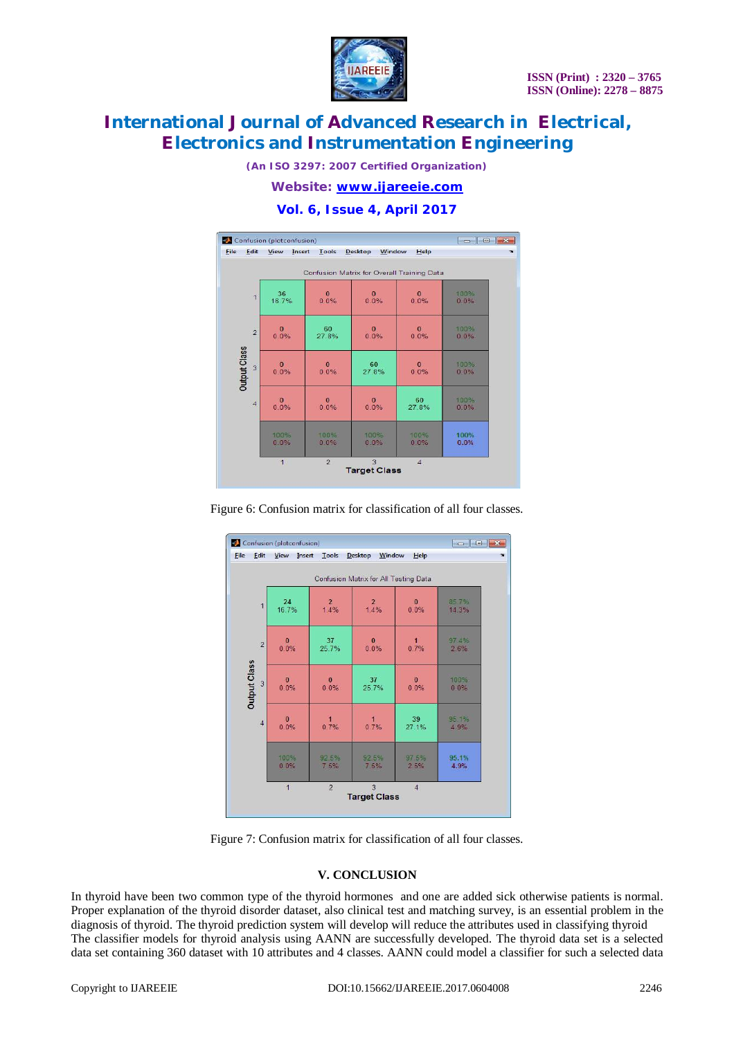Figure 6: Confusion matrix for classification of all four classes.

Figure 7: Confusion matrix for classification of all four classes.

## V. CONCLUSION

In thyroid have been two common type of the thyroid hormones and one are added sick otherwise patients is normal. Proper explanation of the thyroid disorder dataset, also clinical test and matching survey, is an essential problem in the diagnosis of thyroid. The thyroid prediction system will develop will reduce the attributes used in classifying thyroid The classifier models for thyroid analysis using AANN are successfully developed. The thyroid data set is a selected data set containing 360 dataset with 10 attributes and 4 classes. AANN could model a classifier for such a selected data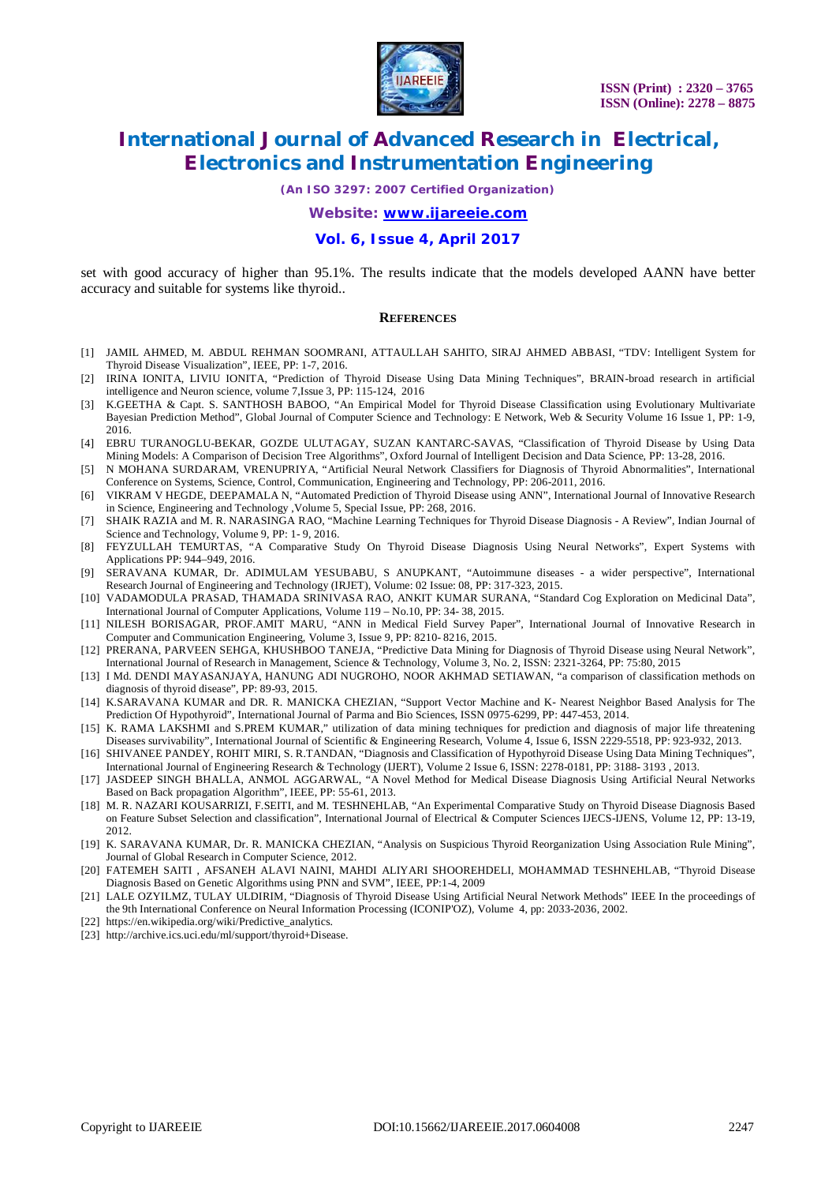set with good accuracy of higher than 95.1%. The results indicate that the models developed AANN have better accuracy and suitable for systems like thyroid..

## REFERENCES

[1] JAMIL AHMED, M. ABDUL REHMAN SOOMRANI, ATTAULLAH SAHITO, SIRAJ AHMED ABBASI, "TDV: Intelligent System for Thyroid Disease Visualization", IEEE, PP: 1-7, 2016.

[2] IRINA IONITA, LIVIU IONITA, "Prediction of Thyroid Disease Using Data Mining Techniques", BRAIN-broad research in artificial intelligence and Neuron science, volume 7,Issue 3, PP: 115-124, 2016

[3] K.GEETHA & Capt. S. SANTHOSH BABOO, "An Empirical Model for Thyroid Disease Classification using Evolutionary Multivariate Bayesian Prediction Method", Global Journal of Computer Science and Technology: E Network, Web & Security Volume 16 Issue 1, PP: 1-9, 2016.

[4] EBRU TURANOGLU-BEKAR, GOZDE ULUTAGAY, SUZAN KANTARC-SAVAS, "Classification of Thyroid Disease by Using Data Mining Models: A Comparison of Decision Tree Algorithms", Oxford Journal of Intelligent Decision and Data Science, PP: 13-28, 2016.

[5] N MOHANA SURDARAM, VRENUPRIYA, "Artificial Neural Network Classifiers for Diagnosis of Thyroid Abnormalities", International Conference on Systems, Science, Control, Communication, Engineering and Technology, PP: 206-2011, 2016.

[6] VIKRAM V HEGDE, DEEPAMALA N, "Automated Prediction of Thyroid Disease using ANN", International Journal of Innovative Research in Science, Engineering and Technology ,Volume 5, Special Issue, PP: 268, 2016.

[7] SHAIK RAZIA and M. R. NARASINGA RAO, "Machine Learning Techniques for Thyroid Disease Diagnosis - A Review", Indian Journal of Science and Technology, Volume 9, PP: 1- 9, 2016.

[8] FEYZULLAH TEMURTAS, "A Comparative Study On Thyroid Disease Diagnosis Using Neural Networks", Expert Systems with Applications PP: 944–949, 2016.

[9] SERAVANA KUMAR, Dr. ADIMULAM YESUBABU, S ANUPKANT, "Autoimmune diseases - a wider perspective", International Research Journal of Engineering and Technology (IRJET), Volume: 02 Issue: 08, PP: 317-323, 2015.

[10] VADAMODULA PRASAD, THAMADA SRINIVASA RAO, ANKIT KUMAR SURANA, "Standard Cog Exploration on Medicinal Data", International Journal of Computer Applications, Volume 119 – No.10, PP: 34- 38, 2015.

[11] NILESH BORISAGAR, PROF.AMIT MARU, "ANN in Medical Field Survey Paper", International Journal of Innovative Research in Computer and Communication Engineering, Volume 3, Issue 9, PP: 8210- 8216, 2015.

[12] PRERANA, PARVEEN SEHGA, KHUSHBOO TANEJA, "Predictive Data Mining for Diagnosis of Thyroid Disease using Neural Network", International Journal of Research in Management, Science & Technology, Volume 3, No. 2, ISSN: 2321-3264, PP: 75:80, 2015

[13] I Md. DENDI MAYASANJAYA, HANUNG ADI NUGROHO, NOOR AKHMAD SETIAWAN, "a comparison of classification methods on diagnosis of thyroid disease", PP: 89-93, 2015.

[14] K.SARAVANA KUMAR and DR. R. MANICKA CHEZIAN, "Support Vector Machine and K- Nearest Neighbor Based Analysis for The Prediction Of Hypothyroid", International Journal of Parma and Bio Sciences, ISSN 0975-6299, PP: 447-453, 2014.

[15] K. RAMA LAKSHMI and S.PREM KUMAR," utilization of data mining techniques for prediction and diagnosis of major life threatening Diseases survivability", International Journal of Scientific & Engineering Research, Volume 4, Issue 6, ISSN 2229-5518, PP: 923-932, 2013.

[16] SHIVANEE PANDEY, ROHIT MIRI, S. R.TANDAN, "Diagnosis and Classification of Hypothyroid Disease Using Data Mining Techniques", International Journal of Engineering Research & Technology (IJERT), Volume 2 Issue 6, ISSN: 2278-0181, PP: 3188- 3193 , 2013.

[17] JASDEEP SINGH BHALLA, ANMOL AGGARWAL, "A Novel Method for Medical Disease Diagnosis Using Artificial Neural Networks Based on Back propagation Algorithm", IEEE, PP: 55-61, 2013.

[18] M. R. NAZARI KOUSARRIZI, F.SEITI, and M. TESHNEHLAB, "An Experimental Comparative Study on Thyroid Disease Diagnosis Based on Feature Subset Selection and classification", International Journal of Electrical & Computer Sciences IJECS-IJENS, Volume 12, PP: 13-19, 2012.

[19] K. SARAVANA KUMAR, Dr. R. MANICKA CHEZIAN, "Analysis on Suspicious Thyroid Reorganization Using Association Rule Mining", Journal of Global Research in Computer Science, 2012.

[20] FATEMEH SAITI , AFSANEH ALAVI NAINI, MAHDI ALIYARI SHOOREHDELI, MOHAMMAD TESHNEHLAB, "Thyroid Disease Diagnosis Based on Genetic Algorithms using PNN and SVM", IEEE, PP:1-4, 2009

[21] LALE OZYILMZ, TULAY ULDIRIM, "Diagnosis of Thyroid Disease Using Artificial Neural Network Methods" IEEE In the proceedings of the 9th International Conference on Neural Information Processing (ICONIP'OZ), Volume 4, pp: 2033-2036, 2002.

[22] https://en.wikipedia.org/wiki/Predictive_analytics.

[23] http://archive.ics.uci.edu/ml/support/thyroid+Disease.